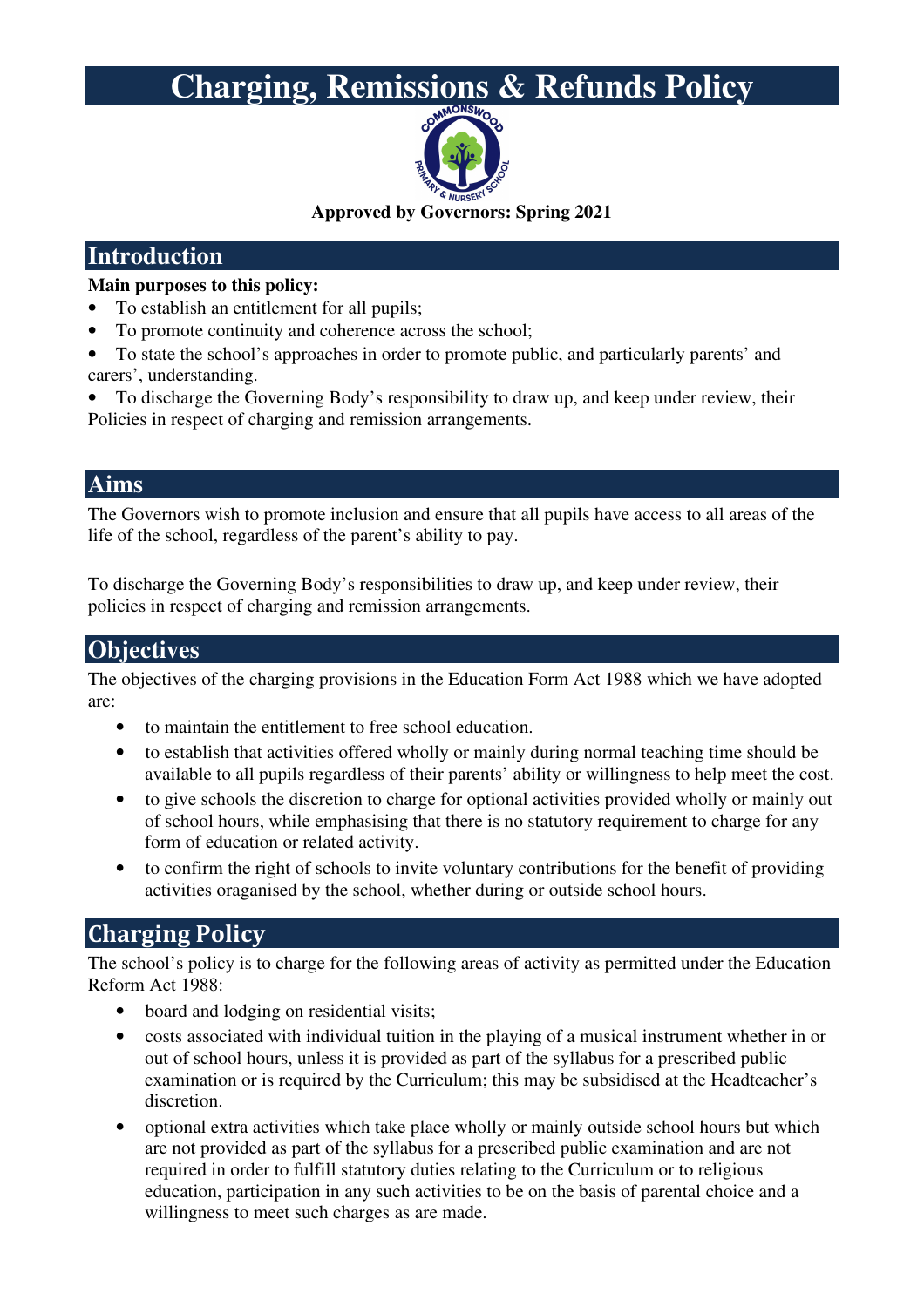# Charging, Remissions & Refunds Policy

**Approved by Governors: Spring 2021**

## Introduction

**Main purposes to this policy:**

- To establish an entitlement for all pupils;
- To promote continuity and coherence across the school;
- To state the school's approaches in order to promote public, and particularly parents' and carers', understanding.
- To discharge the Governing Body's responsibility to draw up, and keep under review, their Policies in respect of charging and remission arrangements.

## Aims

The Governors wish to promote inclusion and ensure that all pupils have access to all areas of the life of the school, regardless of the parent's ability to pay.

To discharge the Governing Body's responsibilities to draw up, and keep under review, their policies in respect of charging and remission arrangements.

## Objectives

The objectives of the charging provisions in the Education Form Act 1988 which we have adopted are:

- to maintain the entitlement to free school education.
- to establish that activities offered wholly or mainly during normal teaching time should be available to all pupils regardless of their parents' ability or willingness to help meet the cost.
- to give schools the discretion to charge for optional activities provided wholly or mainly out of school hours, while emphasising that there is no statutory requirement to charge for any form of education or related activity.
- to confirm the right of schools to invite voluntary contributions for the benefit of providing activities oraganised by the school, whether during or outside school hours.

## Charging Policy

The school's policy is to charge for the following areas of activity as permitted under the Education Reform Act 1988:

- board and lodging on residential visits;
- costs associated with individual tuition in the playing of a musical instrument whether in or out of school hours, unless it is provided as part of the syllabus for a prescribed public examination or is required by the Curriculum; this may be subsidised at the Headteacher's discretion.
- optional extra activities which take place wholly or mainly outside school hours but which are not provided as part of the syllabus for a prescribed public examination and are not required in order to fulfill statutory duties relating to the Curriculum or to religious education, participation in any such activities to be on the basis of parental choice and a willingness to meet such charges as are made.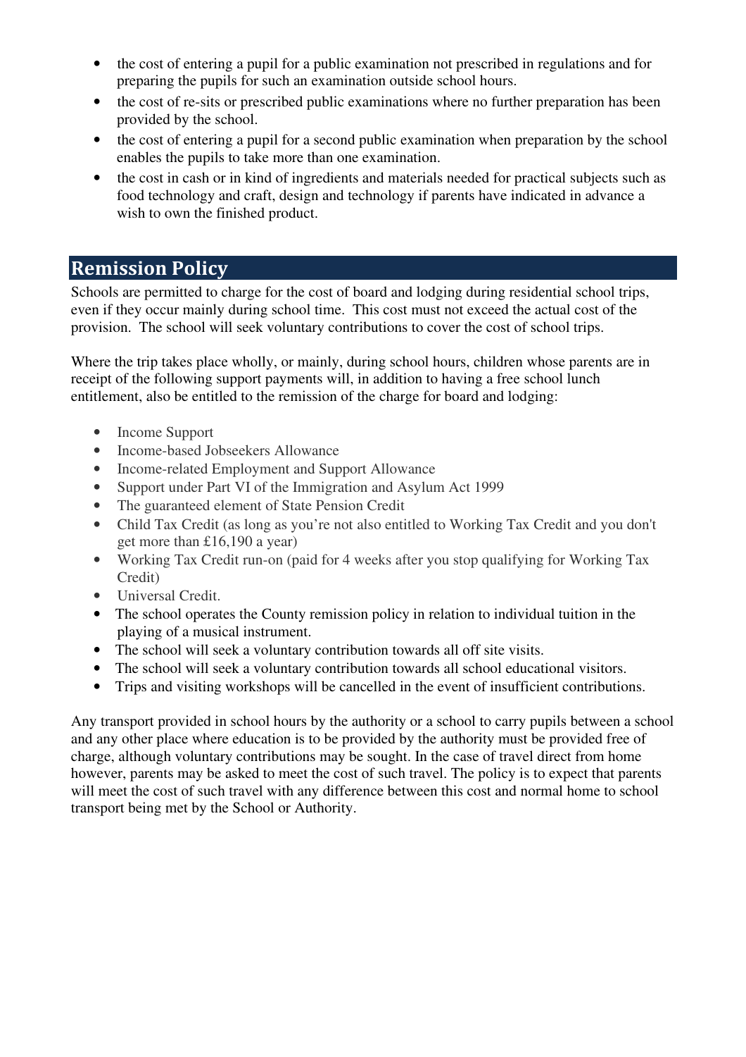- the cost of entering a pupil for a public examination not prescribed in regulations and for preparing the pupils for such an examination outside school hours.
- the cost of re-sits or prescribed public examinations where no further preparation has been provided by the school.
- the cost of entering a pupil for a second public examination when preparation by the school enables the pupils to take more than one examination.
- the cost in cash or in kind of ingredients and materials needed for practical subjects such as food technology and craft, design and technology if parents have indicated in advance a wish to own the finished product.

## Remission Policy

Schools are permitted to charge for the cost of board and lodging during residential school trips, even if they occur mainly during school time. This cost must not exceed the actual cost of the provision. The school will seek voluntary contributions to cover the cost of school trips.

Where the trip takes place wholly, or mainly, during school hours, children whose parents are in receipt of the following support payments will, in addition to having a free school lunch entitlement, also be entitled to the remission of the charge for board and lodging:

- Income Support
- Income-based Jobseekers Allowance
- Income-related Employment and Support Allowance
- Support under Part VI of the Immigration and Asylum Act 1999
- The guaranteed element of State Pension Credit
- Child Tax Credit (as long as you're not also entitled to Working Tax Credit and you don't get more than £16,190 a year)
- Working Tax Credit run-on (paid for 4 weeks after you stop qualifying for Working Tax Credit)
- Universal Credit.
- The school operates the County remission policy in relation to individual tuition in the playing of a musical instrument.
- The school will seek a voluntary contribution towards all off site visits.
- The school will seek a voluntary contribution towards all school educational visitors.
- Trips and visiting workshops will be cancelled in the event of insufficient contributions.

Any transport provided in school hours by the authority or a school to carry pupils between a school and any other place where education is to be provided by the authority must be provided free of charge, although voluntary contributions may be sought. In the case of travel direct from home however, parents may be asked to meet the cost of such travel. The policy is to expect that parents will meet the cost of such travel with any difference between this cost and normal home to school transport being met by the School or Authority.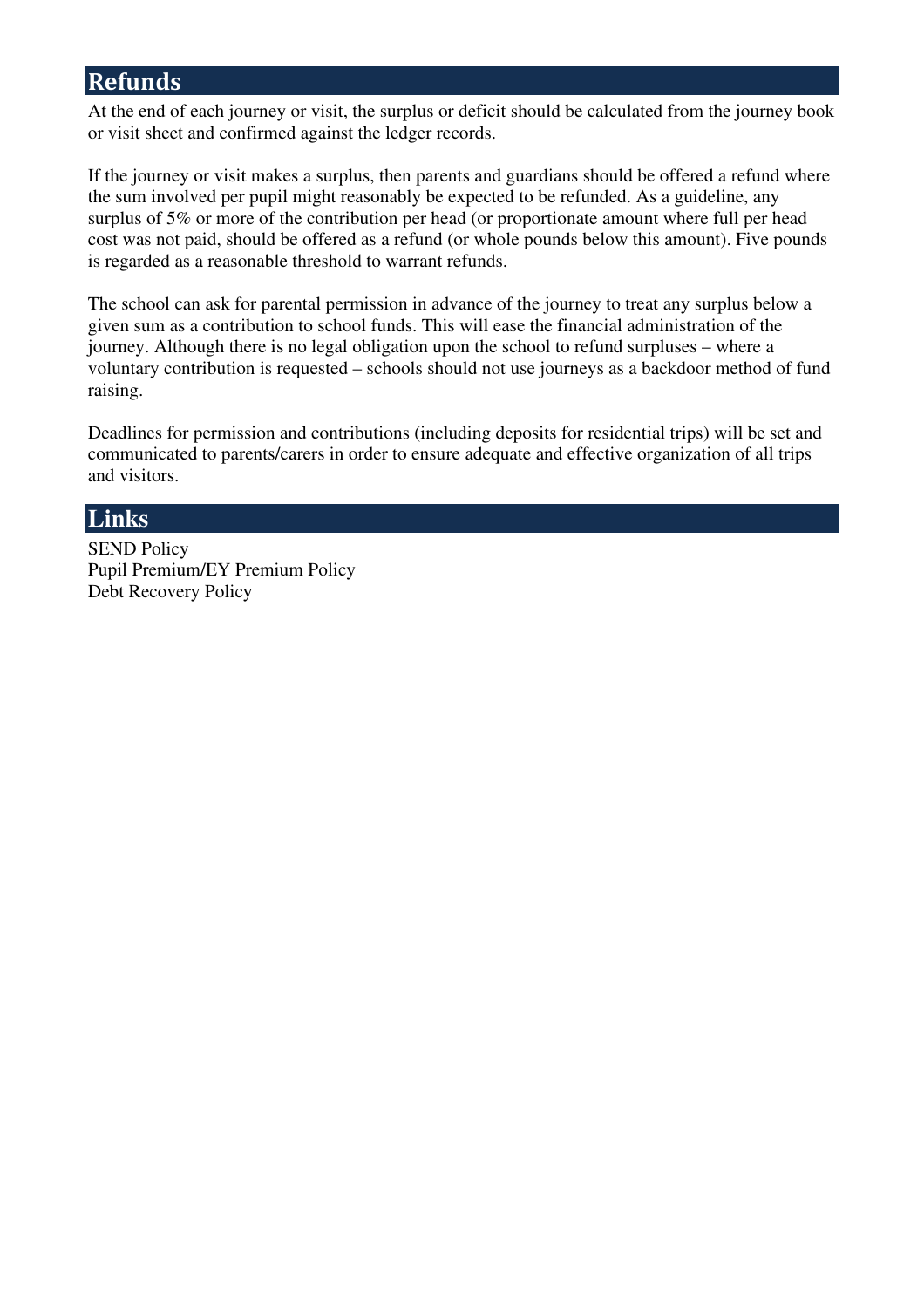## Refunds

At the end of each journey or visit, the surplus or deficit should be calculated from the journey book or visit sheet and confirmed against the ledger records.

If the journey or visit makes a surplus, then parents and guardians should be offered a refund where the sum involved per pupil might reasonably be expected to be refunded. As a guideline, any surplus of 5% or more of the contribution per head (or proportionate amount where full per head cost was not paid, should be offered as a refund (or whole pounds below this amount). Five pounds is regarded as a reasonable threshold to warrant refunds.

The school can ask for parental permission in advance of the journey to treat any surplus below a given sum as a contribution to school funds. This will ease the financial administration of the journey. Although there is no legal obligation upon the school to refund surpluses – where a voluntary contribution is requested – schools should not use journeys as a backdoor method of fund raising.

Deadlines for permission and contributions (including deposits for residential trips) will be set and communicated to parents/carers in order to ensure adequate and effective organization of all trips and visitors.

## Links

SEND Policy
Pupil Premium/EY Premium Policy
Debt Recovery Policy